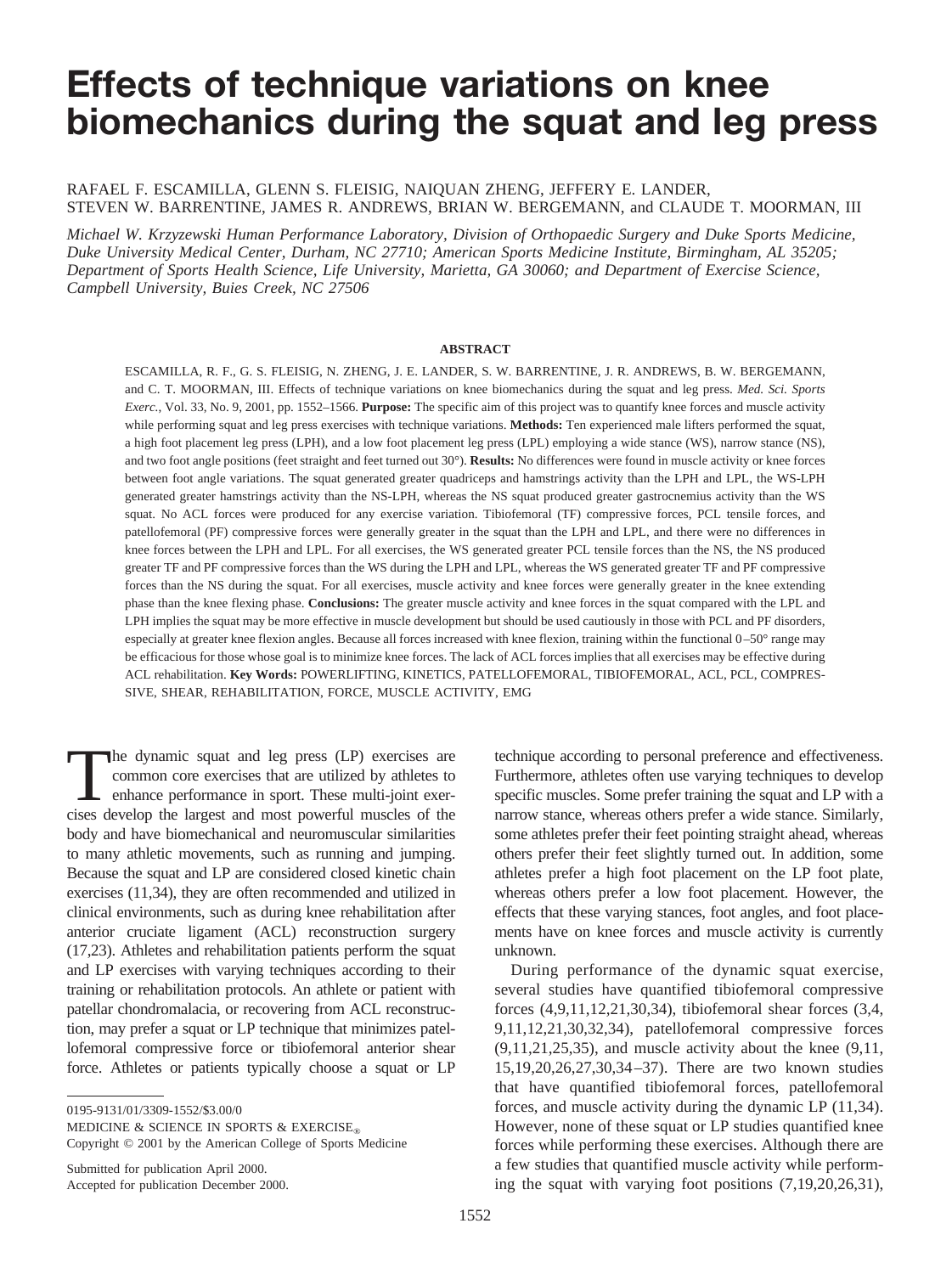# Effects of technique variations on knee biomechanics during the squat and leg press

RAFAEL F. ESCAMILLA, GLENN S. FLEISIG, NAIQUAN ZHENG, JEFFERY E. LANDER, STEVEN W. BARRENTINE, JAMES R. ANDREWS, BRIAN W. BERGEMANN, and CLAUDE T. MOORMAN, III

*Michael W. Krzyzewski Human Performance Laboratory, Division of Orthopaedic Surgery and Duke Sports Medicine, Duke University Medical Center, Durham, NC 27710; American Sports Medicine Institute, Birmingham, AL 35205; Department of Sports Health Science, Life University, Marietta, GA 30060; and Department of Exercise Science, Campbell University, Buies Creek, NC 27506*

## ABSTRACT

ESCAMILLA, R. F., G. S. FLEISIG, N. ZHENG, J. E. LANDER, S. W. BARRENTINE, J. R. ANDREWS, B. W. BERGEMANN, and C. T. MOORMAN, III. Effects of technique variations on knee biomechanics during the squat and leg press. *Med. Sci. Sports Exerc.*, Vol. 33, No. 9, 2001, pp. 1552–1566. **Purpose:** The specific aim of this project was to quantify knee forces and muscle activity while performing squat and leg press exercises with technique variations. **Methods:** Ten experienced male lifters performed the squat, a high foot placement leg press (LPH), and a low foot placement leg press (LPL) employing a wide stance (WS), narrow stance (NS), and two foot angle positions (feet straight and feet turned out 30°). **Results:** No differences were found in muscle activity or knee forces between foot angle variations. The squat generated greater quadriceps and hamstrings activity than the LPH and LPL, the WS-LPH generated greater hamstrings activity than the NS-LPH, whereas the NS squat produced greater gastrocnemius activity than the WS squat. No ACL forces were produced for any exercise variation. Tibiofemoral (TF) compressive forces, PCL tensile forces, and patellofemoral (PF) compressive forces were generally greater in the squat than the LPH and LPL, and there were no differences in knee forces between the LPH and LPL. For all exercises, the WS generated greater PCL tensile forces than the NS, the NS produced greater TF and PF compressive forces than the WS during the LPH and LPL, whereas the WS generated greater TF and PF compressive forces than the NS during the squat. For all exercises, muscle activity and knee forces were generally greater in the knee extending phase than the knee flexing phase. **Conclusions:** The greater muscle activity and knee forces in the squat compared with the LPL and LPH implies the squat may be more effective in muscle development but should be used cautiously in those with PCL and PF disorders, especially at greater knee flexion angles. Because all forces increased with knee flexion, training within the functional 0–50° range may be efficacious for those whose goal is to minimize knee forces. The lack of ACL forces implies that all exercises may be effective during ACL rehabilitation. **Key Words:** POWERLIFTING, KINETICS, PATELLOFEMORAL, TIBIOFEMORAL, ACL, PCL, COMPRESSIVE, SHEAR, REHABILITATION, FORCE, MUSCLE ACTIVITY, EMG

The dynamic squat and leg press (LP) exercises are common core exercises that are utilized by athletes to enhance performance in sport. These multi-joint exercises develop the largest and most powerful muscles of the body and have biomechanical and neuromuscular similarities to many athletic movements, such as running and jumping. Because the squat and LP are considered closed kinetic chain exercises (11,34), they are often recommended and utilized in clinical environments, such as during knee rehabilitation after anterior cruciate ligament (ACL) reconstruction surgery (17,23). Athletes and rehabilitation patients perform the squat and LP exercises with varying techniques according to their training or rehabilitation protocols. An athlete or patient with patellar chondromalacia, or recovering from ACL reconstruction, may prefer a squat or LP technique that minimizes patellofemoral compressive force or tibiofemoral anterior shear force. Athletes or patients typically choose a squat or LP technique according to personal preference and effectiveness. Furthermore, athletes often use varying techniques to develop specific muscles. Some prefer training the squat and LP with a narrow stance, whereas others prefer a wide stance. Similarly, some athletes prefer their feet pointing straight ahead, whereas others prefer their feet slightly turned out. In addition, some athletes prefer a high foot placement on the LP foot plate, whereas others prefer a low foot placement. However, the effects that these varying stances, foot angles, and foot placements have on knee forces and muscle activity is currently unknown.

During performance of the dynamic squat exercise, several studies have quantified tibiofemoral compressive forces (4,9,11,12,21,30,34), tibiofemoral shear forces (3,4, 9,11,12,21,30,32,34), patellofemoral compressive forces (9,11,21,25,35), and muscle activity about the knee (9,11, 15,19,20,26,27,30,34–37). There are two known studies that have quantified tibiofemoral forces, patellofemoral forces, and muscle activity during the dynamic LP (11,34). However, none of these squat or LP studies quantified knee forces while performing these exercises. Although there are a few studies that quantified muscle activity while performing the squat with varying foot positions (7,19,20,26,31),

0195-9131/01/3309-1552/$3.00/0
MEDICINE & SCIENCE IN SPORTS & EXERCISE®
Copyright © 2001 by the American College of Sports Medicine

Submitted for publication April 2000.
Accepted for publication December 2000.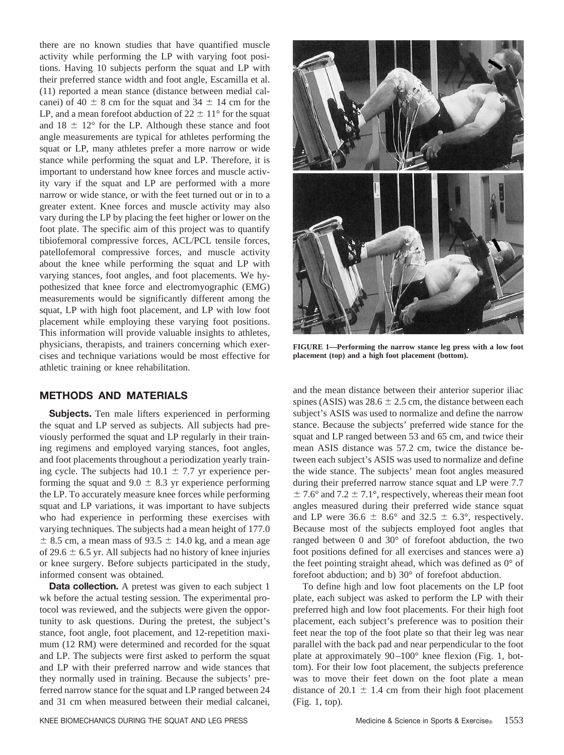there are no known studies that have quantified muscle activity while performing the LP with varying foot positions. Having 10 subjects perform the squat and LP with their preferred stance width and foot angle, Escamilla et al. (11) reported a mean stance (distance between medial calcanei) of 40 ± 8 cm for the squat and 34 ± 14 cm for the LP, and a mean forefoot abduction of 22 ± 11° for the squat and 18 ± 12° for the LP. Although these stance and foot angle measurements are typical for athletes performing the squat or LP, many athletes prefer a more narrow or wide stance while performing the squat and LP. Therefore, it is important to understand how knee forces and muscle activity vary if the squat and LP are performed with a more narrow or wide stance, or with the feet turned out or in to a greater extent. Knee forces and muscle activity may also vary during the LP by placing the feet higher or lower on the foot plate. The specific aim of this project was to quantify tibiofemoral compressive forces, ACL/PCL tensile forces, patellofemoral compressive forces, and muscle activity about the knee while performing the squat and LP with varying stances, foot angles, and foot placements. We hypothesized that knee force and electromyographic (EMG) measurements would be significantly different among the squat, LP with high foot placement, and LP with low foot placement while employing these varying foot positions. This information will provide valuable insights to athletes, physicians, therapists, and trainers concerning which exercises and technique variations would be most effective for athletic training or knee rehabilitation.

**FIGURE 1—Performing the narrow stance leg press with a low foot placement (top) and a high foot placement (bottom).**

## METHODS AND MATERIALS

**Subjects.** Ten male lifters experienced in performing the squat and LP served as subjects. All subjects had previously performed the squat and LP regularly in their training regimens and employed varying stances, foot angles, and foot placements throughout a periodization yearly training cycle. The subjects had 10.1 ± 7.7 yr experience performing the squat and 9.0 ± 8.3 yr experience performing the LP. To accurately measure knee forces while performing squat and LP variations, it was important to have subjects who had experience in performing these exercises with varying techniques. The subjects had a mean height of 177.0 ± 8.5 cm, a mean mass of 93.5 ± 14.0 kg, and a mean age of 29.6 ± 6.5 yr. All subjects had no history of knee injuries or knee surgery. Before subjects participated in the study, informed consent was obtained.

**Data collection.** A pretest was given to each subject 1 wk before the actual testing session. The experimental protocol was reviewed, and the subjects were given the opportunity to ask questions. During the pretest, the subject's stance, foot angle, foot placement, and 12-repetition maximum (12 RM) were determined and recorded for the squat and LP. The subjects were first asked to perform the squat and LP with their preferred narrow and wide stances that they normally used in training. Because the subjects' preferred narrow stance for the squat and LP ranged between 24 and 31 cm when measured between their medial calcanei, and the mean distance between their anterior superior iliac spines (ASIS) was 28.6 ± 2.5 cm, the distance between each subject's ASIS was used to normalize and define the narrow stance. Because the subjects' preferred wide stance for the squat and LP ranged between 53 and 65 cm, and twice their mean ASIS distance was 57.2 cm, twice the distance between each subject's ASIS was used to normalize and define the wide stance. The subjects' mean foot angles measured during their preferred narrow stance squat and LP were 7.7 ± 7.6° and 7.2 ± 7.1°, respectively, whereas their mean foot angles measured during their preferred wide stance squat and LP were 36.6 ± 8.6° and 32.5 ± 6.3°, respectively. Because most of the subjects employed foot angles that ranged between 0 and 30° of forefoot abduction, the two foot positions defined for all exercises and stances were a) the feet pointing straight ahead, which was defined as 0° of forefoot abduction; and b) 30° of forefoot abduction.

To define high and low foot placements on the LP foot plate, each subject was asked to perform the LP with their preferred high and low foot placements. For their high foot placement, each subject's preference was to position their feet near the top of the foot plate so that their leg was near parallel with the back pad and near perpendicular to the foot plate at approximately 90–100° knee flexion (Fig. 1, bottom). For their low foot placement, the subjects preference was to move their feet down on the foot plate a mean distance of 20.1 ± 1.4 cm from their high foot placement (Fig. 1, top).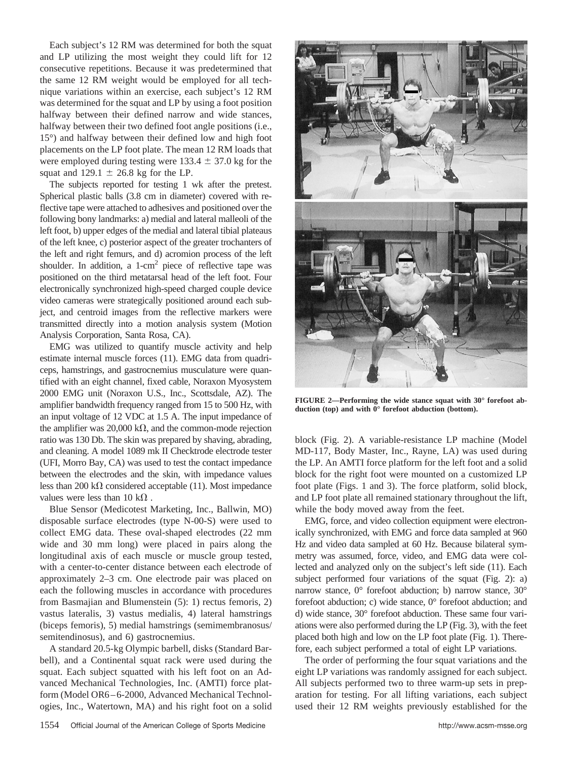Each subject's 12 RM was determined for both the squat and LP utilizing the most weight they could lift for 12 consecutive repetitions. Because it was predetermined that the same 12 RM weight would be employed for all technique variations within an exercise, each subject's 12 RM was determined for the squat and LP by using a foot position halfway between their defined narrow and wide stances, halfway between their two defined foot angle positions (i.e., 15°) and halfway between their defined low and high foot placements on the LP foot plate. The mean 12 RM loads that were employed during testing were 133.4 ± 37.0 kg for the squat and 129.1 ± 26.8 kg for the LP.

The subjects reported for testing 1 wk after the pretest. Spherical plastic balls (3.8 cm in diameter) covered with reflective tape were attached to adhesives and positioned over the following bony landmarks: a) medial and lateral malleoli of the left foot, b) upper edges of the medial and lateral tibial plateaus of the left knee, c) posterior aspect of the greater trochanters of the left and right femurs, and d) acromion process of the left shoulder. In addition, a 1-cm$^2$ piece of reflective tape was positioned on the third metatarsal head of the left foot. Four electronically synchronized high-speed charged couple device video cameras were strategically positioned around each subject, and centroid images from the reflective markers were transmitted directly into a motion analysis system (Motion Analysis Corporation, Santa Rosa, CA).

EMG was utilized to quantify muscle activity and help estimate internal muscle forces (11). EMG data from quadriceps, hamstrings, and gastrocnemius musculature were quantified with an eight channel, fixed cable, Noraxon Myosystem 2000 EMG unit (Noraxon U.S., Inc., Scottsdale, AZ). The amplifier bandwidth frequency ranged from 15 to 500 Hz, with an input voltage of 12 VDC at 1.5 A. The input impedance of the amplifier was 20,000 kΩ, and the common-mode rejection ratio was 130 Db. The skin was prepared by shaving, abrading, and cleaning. A model 1089 mk II Checktrode electrode tester (UFI, Morro Bay, CA) was used to test the contact impedance between the electrodes and the skin, with impedance values less than 200 kΩ considered acceptable (11). Most impedance values were less than 10 kΩ .

Blue Sensor (Medicotest Marketing, Inc., Ballwin, MO) disposable surface electrodes (type N-00-S) were used to collect EMG data. These oval-shaped electrodes (22 mm wide and 30 mm long) were placed in pairs along the longitudinal axis of each muscle or muscle group tested, with a center-to-center distance between each electrode of approximately 2–3 cm. One electrode pair was placed on each the following muscles in accordance with procedures from Basmajian and Blumenstein (5): 1) rectus femoris, 2) vastus lateralis, 3) vastus medialis, 4) lateral hamstrings (biceps femoris), 5) medial hamstrings (semimembranosus/semitendinosus), and 6) gastrocnemius.

A standard 20.5-kg Olympic barbell, disks (Standard Barbell), and a Continental squat rack were used during the squat. Each subject squatted with his left foot on an Advanced Mechanical Technologies, Inc. (AMTI) force platform (Model OR6–6-2000, Advanced Mechanical Technologies, Inc., Watertown, MA) and his right foot on a solid block (Fig. 2). A variable-resistance LP machine (Model MD-117, Body Master, Inc., Rayne, LA) was used during the LP. An AMTI force platform for the left foot and a solid block for the right foot were mounted on a customized LP foot plate (Figs. 1 and 3). The force platform, solid block, and LP foot plate all remained stationary throughout the lift, while the body moved away from the feet.

**FIGURE 2—Performing the wide stance squat with 30° forefoot abduction (top) and with 0° forefoot abduction (bottom).**

EMG, force, and video collection equipment were electronically synchronized, with EMG and force data sampled at 960 Hz and video data sampled at 60 Hz. Because bilateral symmetry was assumed, force, video, and EMG data were collected and analyzed only on the subject's left side (11). Each subject performed four variations of the squat (Fig. 2): a) narrow stance, 0° forefoot abduction; b) narrow stance, 30° forefoot abduction; c) wide stance, 0° forefoot abduction; and d) wide stance, 30° forefoot abduction. These same four variations were also performed during the LP (Fig. 3), with the feet placed both high and low on the LP foot plate (Fig. 1). Therefore, each subject performed a total of eight LP variations.

The order of performing the four squat variations and the eight LP variations was randomly assigned for each subject. All subjects performed two to three warm-up sets in preparation for testing. For all lifting variations, each subject used their 12 RM weights previously established for the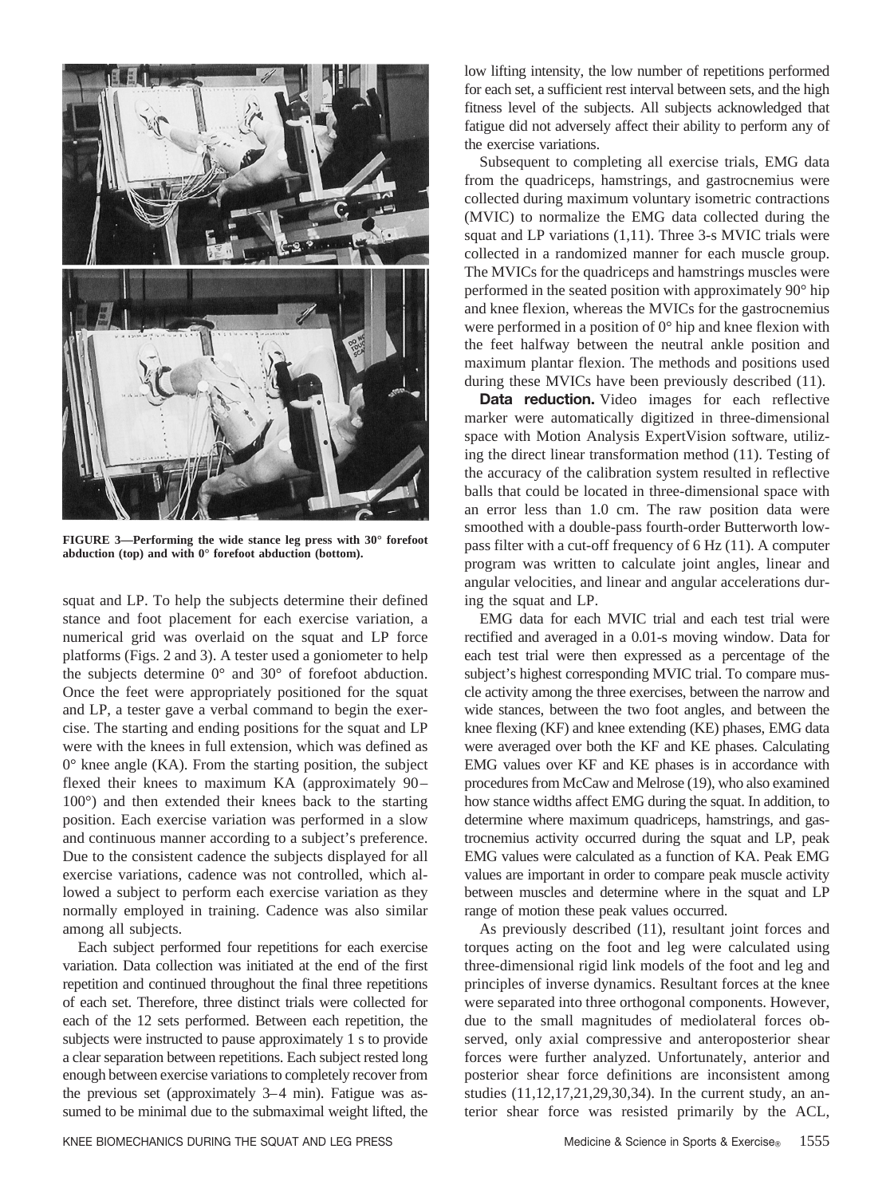FIGURE 3—Performing the wide stance leg press with 30° forefoot abduction (top) and with 0° forefoot abduction (bottom).

squat and LP. To help the subjects determine their defined stance and foot placement for each exercise variation, a numerical grid was overlaid on the squat and LP force platforms (Figs. 2 and 3). A tester used a goniometer to help the subjects determine 0° and 30° of forefoot abduction. Once the feet were appropriately positioned for the squat and LP, a tester gave a verbal command to begin the exercise. The starting and ending positions for the squat and LP were with the knees in full extension, which was defined as 0° knee angle (KA). From the starting position, the subject flexed their knees to maximum KA (approximately 90–100°) and then extended their knees back to the starting position. Each exercise variation was performed in a slow and continuous manner according to a subject's preference. Due to the consistent cadence the subjects displayed for all exercise variations, cadence was not controlled, which allowed a subject to perform each exercise variation as they normally employed in training. Cadence was also similar among all subjects.

Each subject performed four repetitions for each exercise variation. Data collection was initiated at the end of the first repetition and continued throughout the final three repetitions of each set. Therefore, three distinct trials were collected for each of the 12 sets performed. Between each repetition, the subjects were instructed to pause approximately 1 s to provide a clear separation between repetitions. Each subject rested long enough between exercise variations to completely recover from the previous set (approximately 3–4 min). Fatigue was assumed to be minimal due to the submaximal weight lifted, the low lifting intensity, the low number of repetitions performed for each set, a sufficient rest interval between sets, and the high fitness level of the subjects. All subjects acknowledged that fatigue did not adversely affect their ability to perform any of the exercise variations.

Subsequent to completing all exercise trials, EMG data from the quadriceps, hamstrings, and gastrocnemius were collected during maximum voluntary isometric contractions (MVIC) to normalize the EMG data collected during the squat and LP variations (1,11). Three 3-s MVIC trials were collected in a randomized manner for each muscle group. The MVICs for the quadriceps and hamstrings muscles were performed in the seated position with approximately 90° hip and knee flexion, whereas the MVICs for the gastrocnemius were performed in a position of 0° hip and knee flexion with the feet halfway between the neutral ankle position and maximum plantar flexion. The methods and positions used during these MVICs have been previously described (11).

**Data reduction.** Video images for each reflective marker were automatically digitized in three-dimensional space with Motion Analysis ExpertVision software, utilizing the direct linear transformation method (11). Testing of the accuracy of the calibration system resulted in reflective balls that could be located in three-dimensional space with an error less than 1.0 cm. The raw position data were smoothed with a double-pass fourth-order Butterworth low-pass filter with a cut-off frequency of 6 Hz (11). A computer program was written to calculate joint angles, linear and angular velocities, and linear and angular accelerations during the squat and LP.

EMG data for each MVIC trial and each test trial were rectified and averaged in a 0.01-s moving window. Data for each test trial were then expressed as a percentage of the subject's highest corresponding MVIC trial. To compare muscle activity among the three exercises, between the narrow and wide stances, between the two foot angles, and between the knee flexing (KF) and knee extending (KE) phases, EMG data were averaged over both the KF and KE phases. Calculating EMG values over KF and KE phases is in accordance with procedures from McCaw and Melrose (19), who also examined how stance widths affect EMG during the squat. In addition, to determine where maximum quadriceps, hamstrings, and gastrocnemius activity occurred during the squat and LP, peak EMG values were calculated as a function of KA. Peak EMG values are important in order to compare peak muscle activity between muscles and determine where in the squat and LP range of motion these peak values occurred.

As previously described (11), resultant joint forces and torques acting on the foot and leg were calculated using three-dimensional rigid link models of the foot and leg and principles of inverse dynamics. Resultant forces at the knee were separated into three orthogonal components. However, due to the small magnitudes of mediolateral forces observed, only axial compressive and anteroposterior shear forces were further analyzed. Unfortunately, anterior and posterior shear force definitions are inconsistent among studies (11,12,17,21,29,30,34). In the current study, an anterior shear force was resisted primarily by the ACL,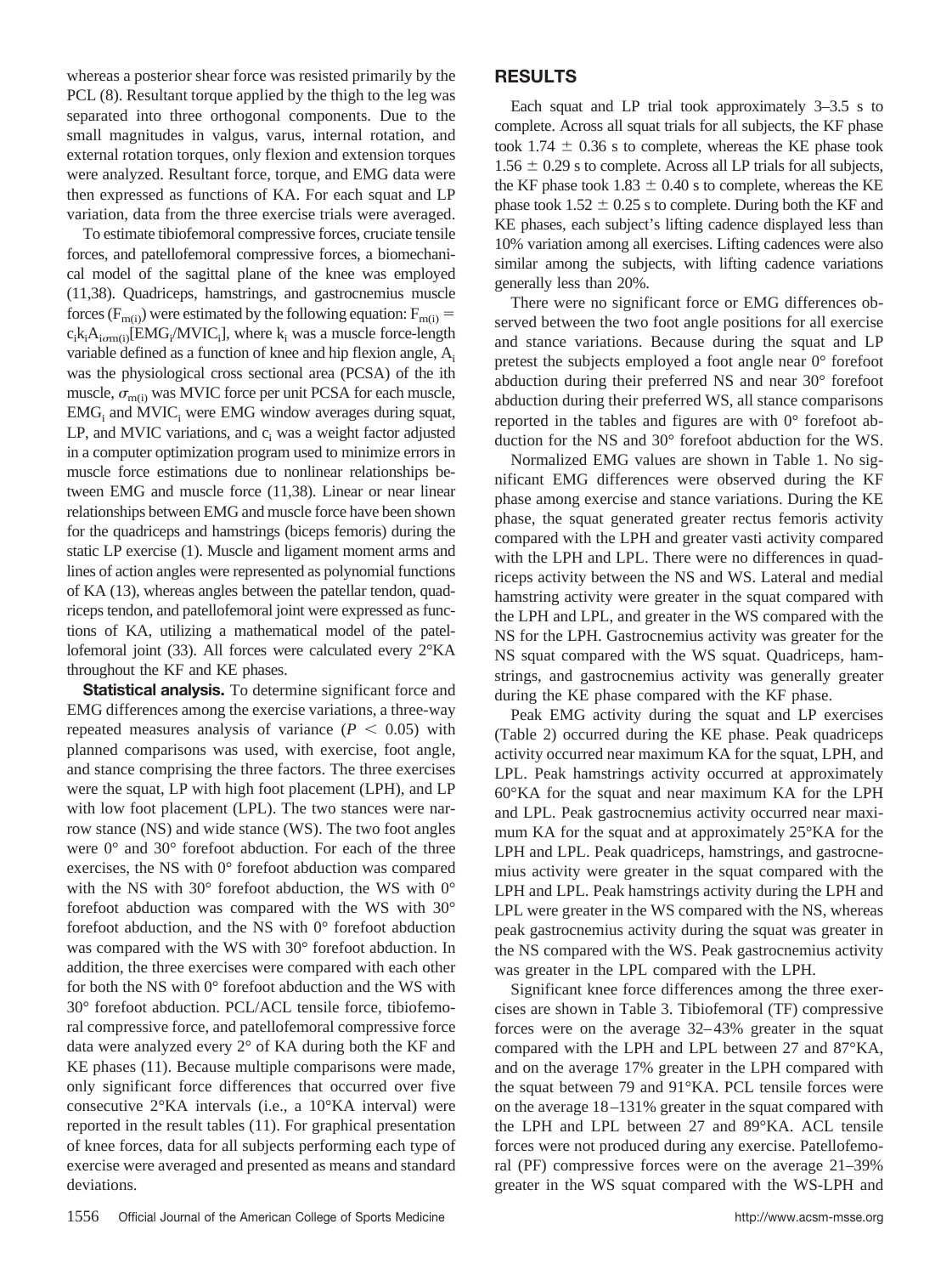whereas a posterior shear force was resisted primarily by the PCL (8). Resultant torque applied by the thigh to the leg was separated into three orthogonal components. Due to the small magnitudes in valgus, varus, internal rotation, and external rotation torques, only flexion and extension torques were analyzed. Resultant force, torque, and EMG data were then expressed as functions of KA. For each squat and LP variation, data from the three exercise trials were averaged.

To estimate tibiofemoral compressive forces, cruciate tensile forces, and patellofemoral compressive forces, a biomechanical model of the sagittal plane of the knee was employed (11,38). Quadriceps, hamstrings, and gastrocnemius muscle forces ($F_{m(i)}$) were estimated by the following equation: $F_{m(i)} = c_i k_i A_i \sigma_{m(i)}[EMG_i/MVIC_i]$, where $k_i$ was a muscle force-length variable defined as a function of knee and hip flexion angle, $A_i$ was the physiological cross sectional area (PCSA) of the ith muscle, $\sigma_{m(i)}$ was MVIC force per unit PCSA for each muscle, $EMG_i$ and $MVIC_i$ were EMG window averages during squat, LP, and MVIC variations, and $c_i$ was a weight factor adjusted in a computer optimization program used to minimize errors in muscle force estimations due to nonlinear relationships between EMG and muscle force (11,38). Linear or near linear relationships between EMG and muscle force have been shown for the quadriceps and hamstrings (biceps femoris) during the static LP exercise (1). Muscle and ligament moment arms and lines of action angles were represented as polynomial functions of KA (13), whereas angles between the patellar tendon, quadriceps tendon, and patellofemoral joint were expressed as functions of KA, utilizing a mathematical model of the patellofemoral joint (33). All forces were calculated every 2°KA throughout the KF and KE phases.

**Statistical analysis.** To determine significant force and EMG differences among the exercise variations, a three-way repeated measures analysis of variance ($P < 0.05$) with planned comparisons was used, with exercise, foot angle, and stance comprising the three factors. The three exercises were the squat, LP with high foot placement (LPH), and LP with low foot placement (LPL). The two stances were narrow stance (NS) and wide stance (WS). The two foot angles were 0° and 30° forefoot abduction. For each of the three exercises, the NS with 0° forefoot abduction was compared with the NS with 30° forefoot abduction, the WS with 0° forefoot abduction was compared with the WS with 30° forefoot abduction, and the NS with 0° forefoot abduction was compared with the WS with 30° forefoot abduction. In addition, the three exercises were compared with each other for both the NS with 0° forefoot abduction and the WS with 30° forefoot abduction. PCL/ACL tensile force, tibiofemoral compressive force, and patellofemoral compressive force data were analyzed every 2° of KA during both the KF and KE phases (11). Because multiple comparisons were made, only significant force differences that occurred over five consecutive 2°KA intervals (i.e., a 10°KA interval) were reported in the result tables (11). For graphical presentation of knee forces, data for all subjects performing each type of exercise were averaged and presented as means and standard deviations.

## RESULTS

Each squat and LP trial took approximately 3–3.5 s to complete. Across all squat trials for all subjects, the KF phase took 1.74 ± 0.36 s to complete, whereas the KE phase took 1.56 ± 0.29 s to complete. Across all LP trials for all subjects, the KF phase took 1.83 ± 0.40 s to complete, whereas the KE phase took 1.52 ± 0.25 s to complete. During both the KF and KE phases, each subject's lifting cadence displayed less than 10% variation among all exercises. Lifting cadences were also similar among the subjects, with lifting cadence variations generally less than 20%.

There were no significant force or EMG differences observed between the two foot angle positions for all exercise and stance variations. Because during the squat and LP pretest the subjects employed a foot angle near 0° forefoot abduction during their preferred NS and near 30° forefoot abduction during their preferred WS, all stance comparisons reported in the tables and figures are with 0° forefoot abduction for the NS and 30° forefoot abduction for the WS.

Normalized EMG values are shown in Table 1. No significant EMG differences were observed during the KF phase among exercise and stance variations. During the KE phase, the squat generated greater rectus femoris activity compared with the LPH and greater vasti activity compared with the LPH and LPL. There were no differences in quadriceps activity between the NS and WS. Lateral and medial hamstring activity were greater in the squat compared with the LPH and LPL, and greater in the WS compared with the NS for the LPH. Gastrocnemius activity was greater for the NS squat compared with the WS squat. Quadriceps, hamstrings, and gastrocnemius activity was generally greater during the KE phase compared with the KF phase.

Peak EMG activity during the squat and LP exercises (Table 2) occurred during the KE phase. Peak quadriceps activity occurred near maximum KA for the squat, LPH, and LPL. Peak hamstrings activity occurred at approximately 60°KA for the squat and near maximum KA for the LPH and LPL. Peak gastrocnemius activity occurred near maximum KA for the squat and at approximately 25°KA for the LPH and LPL. Peak quadriceps, hamstrings, and gastrocnemius activity were greater in the squat compared with the LPH and LPL. Peak hamstrings activity during the LPH and LPL were greater in the WS compared with the NS, whereas peak gastrocnemius activity during the squat was greater in the NS compared with the WS. Peak gastrocnemius activity was greater in the LPL compared with the LPH.

Significant knee force differences among the three exercises are shown in Table 3. Tibiofemoral (TF) compressive forces were on the average 32–43% greater in the squat compared with the LPH and LPL between 27 and 87°KA, and on the average 17% greater in the LPH compared with the squat between 79 and 91°KA. PCL tensile forces were on the average 18–131% greater in the squat compared with the LPH and LPL between 27 and 89°KA. ACL tensile forces were not produced during any exercise. Patellofemoral (PF) compressive forces were on the average 21–39% greater in the WS squat compared with the WS-LPH and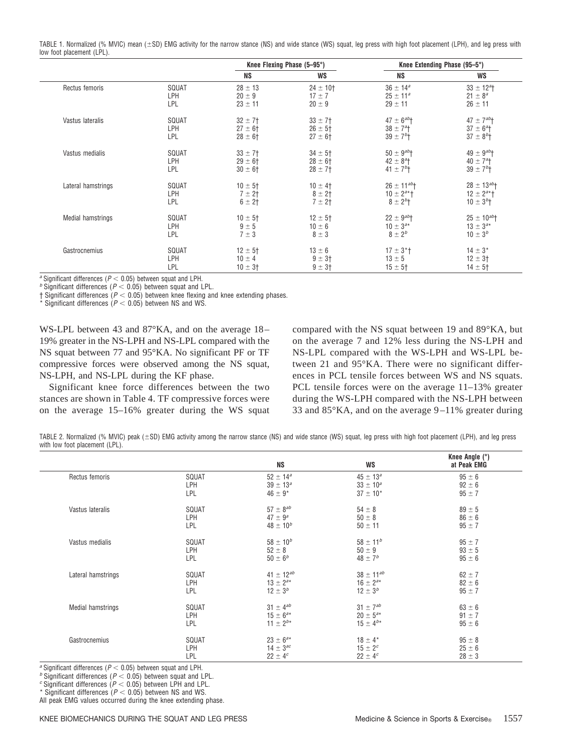TABLE 1. Normalized (% MVIC) mean (±SD) EMG activity for the narrow stance (NS) and wide stance (WS) squat, leg press with high foot placement (LPH), and leg press with low foot placement (LPL).

| | | Knee Flexing Phase (5–95°) | | Knee Extending Phase (95–5°) | |
|---|---|---|---|---|---|
| | | NS | WS | NS | WS |
| Rectus femoris | SQUAT | 28 ± 13 | 24 ± 10† | 36 ± 14[a] | 33 ± 12[a]† |
| | LPH | 20 ± 9 | 17 ± 7 | 25 ± 11[a] | 21 ± 8[a] |
| | LPL | 23 ± 11 | 20 ± 9 | 29 ± 11 | 26 ± 11 |
| Vastus lateralis | SQUAT | 32 ± 7† | 33 ± 7† | 47 ± 6[ab]† | 47 ± 7[ab]† |
| | LPH | 27 ± 6† | 26 ± 5† | 38 ± 7[a]† | 37 ± 6[a]† |
| | LPL | 28 ± 6† | 27 ± 6† | 39 ± 7[b]† | 37 ± 8[b]† |
| Vastus medialis | SQUAT | 33 ± 7† | 34 ± 5† | 50 ± 9[ab]† | 49 ± 9[ab]† |
| | LPH | 29 ± 6† | 28 ± 6† | 42 ± 8[a]† | 40 ± 7[a]† |
| | LPL | 30 ± 6† | 28 ± 7† | 41 ± 7[b]† | 39 ± 7[b]† |
| Lateral hamstrings | SQUAT | 10 ± 5† | 10 ± 4† | 26 ± 11[ab]† | 28 ± 13[ab]† |
| | LPH | 7 ± 2† | 8 ± 2† | 10 ± 2[a]*† | 12 ± 2[a]*† |
| | LPL | 6 ± 2† | 7 ± 2† | 8 ± 2[b]† | 10 ± 3[b]† |
| Medial hamstrings | SQUAT | 10 ± 5† | 12 ± 5† | 22 ± 9[ab]† | 25 ± 10[ab]† |
| | LPH | 9 ± 5 | 10 ± 6 | 10 ± 3[a]* | 13 ± 3[a]* |
| | LPL | 7 ± 3 | 8 ± 3 | 8 ± 2[b] | 10 ± 3[b] |
| Gastrocnemius | SQUAT | 12 ± 5† | 13 ± 6 | 17 ± 3*† | 14 ± 3* |
| | LPH | 10 ± 4 | 9 ± 3† | 13 ± 5 | 12 ± 3† |
| | LPL | 10 ± 3† | 9 ± 3† | 15 ± 5† | 14 ± 5† |

[a] Significant differences ($P < 0.05$) between squat and LPH.
[b] Significant differences ($P < 0.05$) between squat and LPL.
† Significant differences ($P < 0.05$) between knee flexing and knee extending phases.
* Significant differences ($P < 0.05$) between NS and WS.

WS-LPL between 43 and 87°KA, and on the average 18–19% greater in the NS-LPH and NS-LPL compared with the NS squat between 77 and 95°KA. No significant PF or TF compressive forces were observed among the NS squat, NS-LPH, and NS-LPL during the KF phase.

Significant knee force differences between the two stances are shown in Table 4. TF compressive forces were on the average 15–16% greater during the WS squat compared with the NS squat between 19 and 89°KA, but on the average 7 and 12% less during the NS-LPH and NS-LPL compared with the WS-LPH and WS-LPL between 21 and 95°KA. There were no significant differences in PCL tensile forces between WS and NS squats. PCL tensile forces were on the average 11–13% greater during the WS-LPH compared with the NS-LPH between 33 and 85°KA, and on the average 9–11% greater during

TABLE 2. Normalized (% MVIC) peak (±SD) EMG activity among the narrow stance (NS) and wide stance (WS) squat, leg press with high foot placement (LPH), and leg press with low foot placement (LPL).

| | | NS | WS | Knee Angle (°) at Peak EMG |
|---|---|---|---|---|
| Rectus femoris | SQUAT | 52 ± 14[a] | 45 ± 13[a] | 95 ± 6 |
| | LPH | 39 ± 13[a] | 33 ± 10[a] | 92 ± 6 |
| | LPL | 46 ± 9* | 37 ± 10* | 95 ± 7 |
| Vastus lateralis | SQUAT | 57 ± 8[ab] | 54 ± 8 | 89 ± 5 |
| | LPH | 47 ± 9[a] | 50 ± 8 | 86 ± 6 |
| | LPL | 48 ± 10[b] | 50 ± 11 | 95 ± 7 |
| Vastus medialis | SQUAT | 58 ± 10[b] | 58 ± 11[b] | 95 ± 7 |
| | LPH | 52 ± 8 | 50 ± 9 | 93 ± 5 |
| | LPL | 50 ± 6[b] | 48 ± 7[b] | 95 ± 6 |
| Lateral hamstrings | SQUAT | 41 ± 12[ab] | 38 ± 11[ab] | 62 ± 7 |
| | LPH | 13 ± 2[a]* | 16 ± 2[a]* | 82 ± 6 |
| | LPL | 12 ± 3[b] | 12 ± 3[b] | 95 ± 7 |
| Medial hamstrings | SQUAT | 31 ± 4[ab] | 31 ± 7[ab] | 63 ± 6 |
| | LPH | 15 ± 6[a]* | 20 ± 5[a]* | 91 ± 7 |
| | LPL | 11 ± 2[b]* | 15 ± 4[b]* | 95 ± 6 |
| Gastrocnemius | SQUAT | 23 ± 6[a]* | 18 ± 4* | 95 ± 8 |
| | LPH | 14 ± 3[ac] | 15 ± 2[c] | 25 ± 6 |
| | LPL | 22 ± 4[c] | 22 ± 4[c] | 28 ± 3 |

[a] Significant differences ($P < 0.05$) between squat and LPH.
[b] Significant differences ($P < 0.05$) between squat and LPL.
[c] Significant differences ($P < 0.05$) between LPH and LPL.
* Significant differences ($P < 0.05$) between NS and WS.
All peak EMG values occurred during the knee extending phase.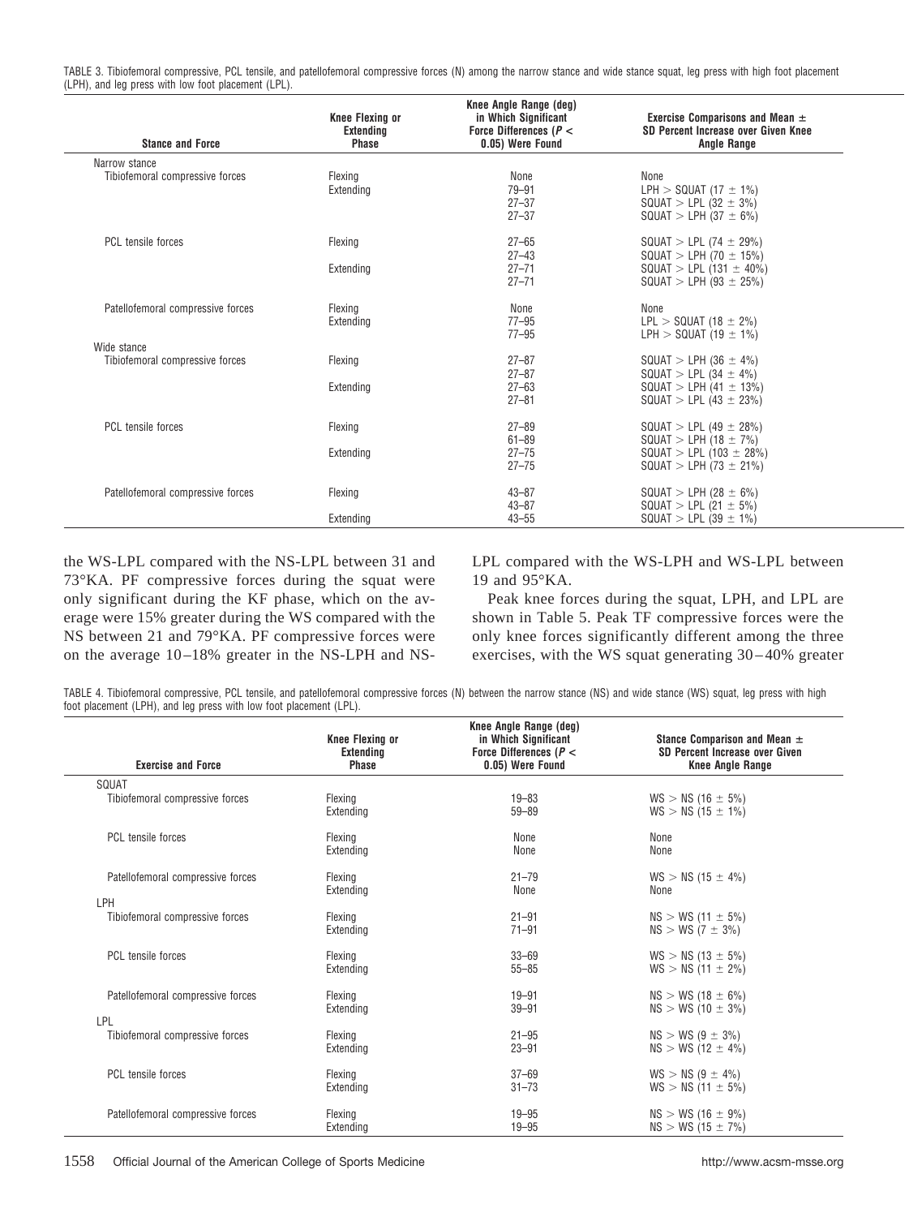TABLE 3. Tibiofemoral compressive, PCL tensile, and patellofemoral compressive forces (N) among the narrow stance and wide stance squat, leg press with high foot placement (LPH), and leg press with low foot placement (LPL).

| Stance and Force | Knee Flexing or Extending Phase | Knee Angle Range (deg) in Which Significant Force Differences ($P <$ 0.05) Were Found | Exercise Comparisons and Mean ± SD Percent Increase over Given Knee Angle Range |
|---|---|---|---|
| Narrow stance | | | |
| Tibiofemoral compressive forces | Flexing | None | None |
| | Extending | 79–91 | LPH > SQUAT (17 ± 1%) |
| | | 27–37 | SQUAT > LPL (32 ± 3%) |
| | | 27–37 | SQUAT > LPH (37 ± 6%) |
| PCL tensile forces | Flexing | 27–65 | SQUAT > LPL (74 ± 29%) |
| | | 27–43 | SQUAT > LPH (70 ± 15%) |
| | Extending | 27–71 | SQUAT > LPL (131 ± 40%) |
| | | 27–71 | SQUAT > LPH (93 ± 25%) |
| Patellofemoral compressive forces | Flexing | None | None |
| | Extending | 77–95 | LPL > SQUAT (18 ± 2%) |
| | | 77–95 | LPH > SQUAT (19 ± 1%) |
| Wide stance | | | |
| Tibiofemoral compressive forces | Flexing | 27–87 | SQUAT > LPH (36 ± 4%) |
| | | 27–87 | SQUAT > LPL (34 ± 4%) |
| | Extending | 27–63 | SQUAT > LPH (41 ± 13%) |
| | | 27–81 | SQUAT > LPL (43 ± 23%) |
| PCL tensile forces | Flexing | 27–89 | SQUAT > LPL (49 ± 28%) |
| | | 61–89 | SQUAT > LPH (18 ± 7%) |
| | Extending | 27–75 | SQUAT > LPL (103 ± 28%) |
| | | 27–75 | SQUAT > LPH (73 ± 21%) |
| Patellofemoral compressive forces | Flexing | 43–87 | SQUAT > LPH (28 ± 6%) |
| | | 43–87 | SQUAT > LPL (21 ± 5%) |
| | Extending | 43–55 | SQUAT > LPL (39 ± 1%) |

the WS-LPL compared with the NS-LPL between 31 and 73°KA. PF compressive forces during the squat were only significant during the KF phase, which on the average were 15% greater during the WS compared with the NS between 21 and 79°KA. PF compressive forces were on the average 10–18% greater in the NS-LPH and NS-LPL compared with the WS-LPH and WS-LPL between 19 and 95°KA.

Peak knee forces during the squat, LPH, and LPL are shown in Table 5. Peak TF compressive forces were the only knee forces significantly different among the three exercises, with the WS squat generating 30–40% greater

TABLE 4. Tibiofemoral compressive, PCL tensile, and patellofemoral compressive forces (N) between the narrow stance (NS) and wide stance (WS) squat, leg press with high foot placement (LPH), and leg press with low foot placement (LPL).

| Exercise and Force | Knee Flexing or Extending Phase | Knee Angle Range (deg) in Which Significant Force Differences ($P <$ 0.05) Were Found | Stance Comparison and Mean ± SD Percent Increase over Given Knee Angle Range |
|---|---|---|---|
| SQUAT | | | |
| Tibiofemoral compressive forces | Flexing | 19–83 | WS > NS (16 ± 5%) |
| | Extending | 59–89 | WS > NS (15 ± 1%) |
| PCL tensile forces | Flexing | None | None |
| | Extending | None | None |
| Patellofemoral compressive forces | Flexing | 21–79 | WS > NS (15 ± 4%) |
| | Extending | None | None |
| LPH | | | |
| Tibiofemoral compressive forces | Flexing | 21–91 | NS > WS (11 ± 5%) |
| | Extending | 71–91 | NS > WS (7 ± 3%) |
| PCL tensile forces | Flexing | 33–69 | WS > NS (13 ± 5%) |
| | Extending | 55–85 | WS > NS (11 ± 2%) |
| Patellofemoral compressive forces | Flexing | 19–91 | NS > WS (18 ± 6%) |
| | Extending | 39–91 | NS > WS (10 ± 3%) |
| LPL | | | |
| Tibiofemoral compressive forces | Flexing | 21–95 | NS > WS (9 ± 3%) |
| | Extending | 23–91 | NS > WS (12 ± 4%) |
| PCL tensile forces | Flexing | 37–69 | WS > NS (9 ± 4%) |
| | Extending | 31–73 | WS > NS (11 ± 5%) |
| Patellofemoral compressive forces | Flexing | 19–95 | NS > WS (16 ± 9%) |
| | Extending | 19–95 | NS > WS (15 ± 7%) |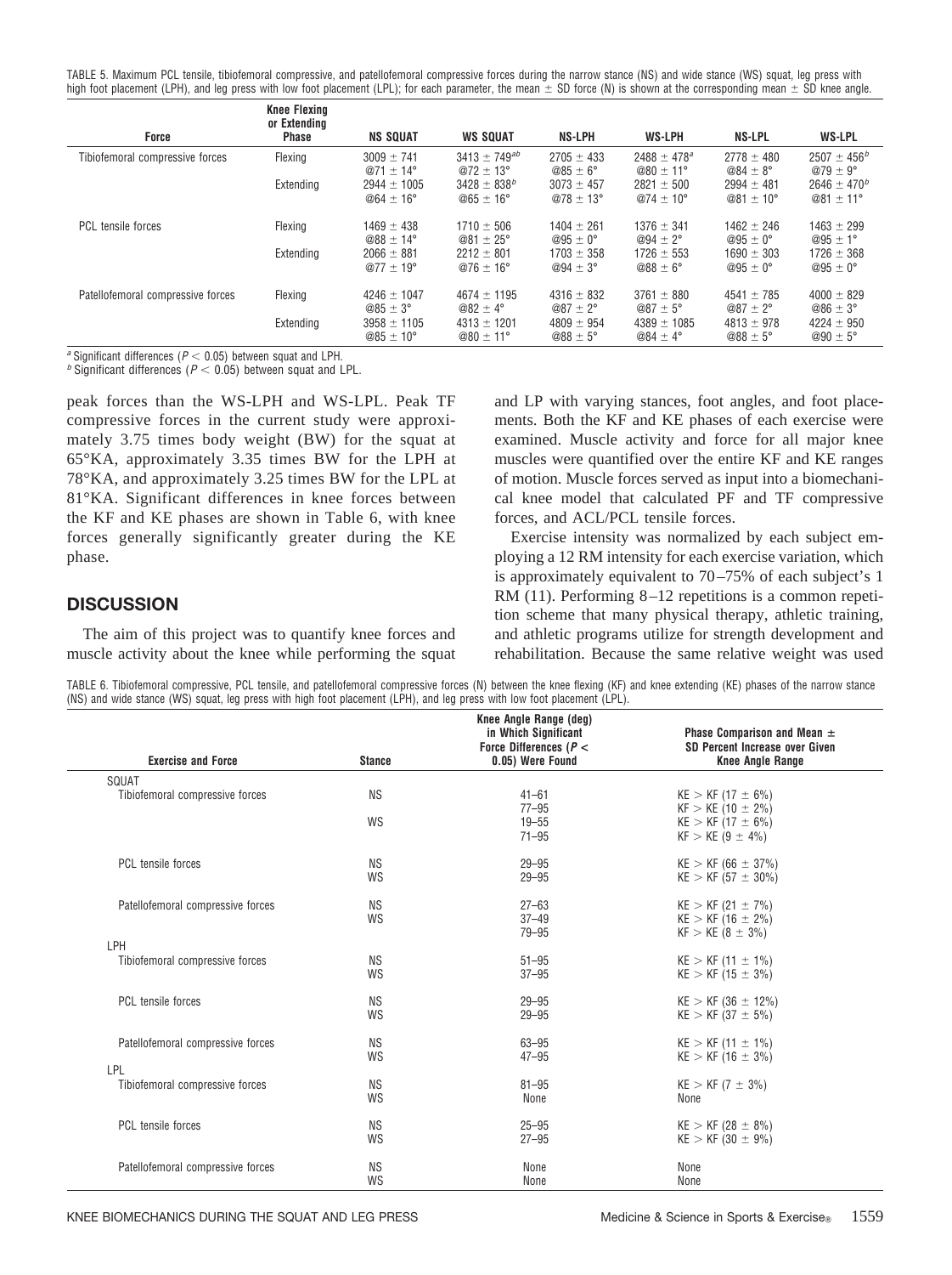TABLE 5. Maximum PCL tensile, tibiofemoral compressive, and patellofemoral compressive forces during the narrow stance (NS) and wide stance (WS) squat, leg press with high foot placement (LPH), and leg press with low foot placement (LPL); for each parameter, the mean ± SD force (N) is shown at the corresponding mean ± SD knee angle.

| Force | Knee Flexing or Extending Phase | NS SQUAT | WS SQUAT | NS-LPH | WS-LPH | NS-LPL | WS-LPL |
|---|---|---|---|---|---|---|---|
| Tibiofemoral compressive forces | Flexing | 3009 ± 741 @71 ± 14° | 3413 ± 749[ab] @72 ± 13° | 2705 ± 433 @85 ± 6° | 2488 ± 478[a] @80 ± 11° | 2778 ± 480 @84 ± 8° | 2507 ± 456[b] @79 ± 9° |
| | Extending | 2944 ± 1005 @64 ± 16° | 3428 ± 838[b] @65 ± 16° | 3073 ± 457 @78 ± 13° | 2821 ± 500 @74 ± 10° | 2994 ± 481 @81 ± 10° | 2646 ± 470[b] @81 ± 11° |
| PCL tensile forces | Flexing | 1469 ± 438 @88 ± 14° | 1710 ± 506 @81 ± 25° | 1404 ± 261 @95 ± 0° | 1376 ± 341 @94 ± 2° | 1462 ± 246 @95 ± 0° | 1463 ± 299 @95 ± 1° |
| | Extending | 2066 ± 881 @77 ± 19° | 2212 ± 801 @76 ± 16° | 1703 ± 358 @94 ± 3° | 1726 ± 553 @88 ± 6° | 1690 ± 303 @95 ± 0° | 1726 ± 368 @95 ± 0° |
| Patellofemoral compressive forces | Flexing | 4246 ± 1047 @85 ± 3° | 4674 ± 1195 @82 ± 4° | 4316 ± 832 @87 ± 2° | 3761 ± 880 @87 ± 5° | 4541 ± 785 @87 ± 2° | 4000 ± 829 @86 ± 3° |
| | Extending | 3958 ± 1105 @85 ± 10° | 4313 ± 1201 @80 ± 11° | 4809 ± 954 @88 ± 5° | 4389 ± 1085 @84 ± 4° | 4813 ± 978 @88 ± 5° | 4224 ± 950 @90 ± 5° |

[a] Significant differences ($P < 0.05$) between squat and LPH.
[b] Significant differences ($P < 0.05$) between squat and LPL.

peak forces than the WS-LPH and WS-LPL. Peak TF compressive forces in the current study were approximately 3.75 times body weight (BW) for the squat at 65°KA, approximately 3.35 times BW for the LPH at 78°KA, and approximately 3.25 times BW for the LPL at 81°KA. Significant differences in knee forces between the KF and KE phases are shown in Table 6, with knee forces generally significantly greater during the KE phase.

## DISCUSSION

The aim of this project was to quantify knee forces and muscle activity about the knee while performing the squat and LP with varying stances, foot angles, and foot placements. Both the KF and KE phases of each exercise were examined. Muscle activity and force for all major knee muscles were quantified over the entire KF and KE ranges of motion. Muscle forces served as input into a biomechanical knee model that calculated PF and TF compressive forces, and ACL/PCL tensile forces.

Exercise intensity was normalized by each subject employing a 12 RM intensity for each exercise variation, which is approximately equivalent to 70–75% of each subject's 1 RM (11). Performing 8–12 repetitions is a common repetition scheme that many physical therapy, athletic training, and athletic programs utilize for strength development and rehabilitation. Because the same relative weight was used

TABLE 6. Tibiofemoral compressive, PCL tensile, and patellofemoral compressive forces (N) between the knee flexing (KF) and knee extending (KE) phases of the narrow stance (NS) and wide stance (WS) squat, leg press with high foot placement (LPH), and leg press with low foot placement (LPL).

| Exercise and Force | Stance | Knee Angle Range (deg) in Which Significant Force Differences ($P <$ 0.05) Were Found | Phase Comparison and Mean ± SD Percent Increase over Given Knee Angle Range |
|---|---|---|---|
| SQUAT | | | |
| Tibiofemoral compressive forces | NS | 41–61 | KE > KF (17 ± 6%) |
| | | 77–95 | KF > KE (10 ± 2%) |
| | WS | 19–55 | KE > KF (17 ± 6%) |
| | | 71–95 | KF > KE (9 ± 4%) |
| PCL tensile forces | NS | 29–95 | KE > KF (66 ± 37%) |
| | WS | 29–95 | KE > KF (57 ± 30%) |
| Patellofemoral compressive forces | NS | 27–63 | KE > KF (21 ± 7%) |
| | WS | 37–49 | KE > KF (16 ± 2%) |
| | | 79–95 | KF > KE (8 ± 3%) |
| LPH | | | |
| Tibiofemoral compressive forces | NS | 51–95 | KE > KF (11 ± 1%) |
| | WS | 37–95 | KE > KF (15 ± 3%) |
| PCL tensile forces | NS | 29–95 | KE > KF (36 ± 12%) |
| | WS | 29–95 | KE > KF (37 ± 5%) |
| Patellofemoral compressive forces | NS | 63–95 | KE > KF (11 ± 1%) |
| | WS | 47–95 | KE > KF (16 ± 3%) |
| LPL | | | |
| Tibiofemoral compressive forces | NS | 81–95 | KE > KF (7 ± 3%) |
| | WS | None | None |
| PCL tensile forces | NS | 25–95 | KE > KF (28 ± 8%) |
| | WS | 27–95 | KE > KF (30 ± 9%) |
| Patellofemoral compressive forces | NS | None | None |
| | WS | None | None |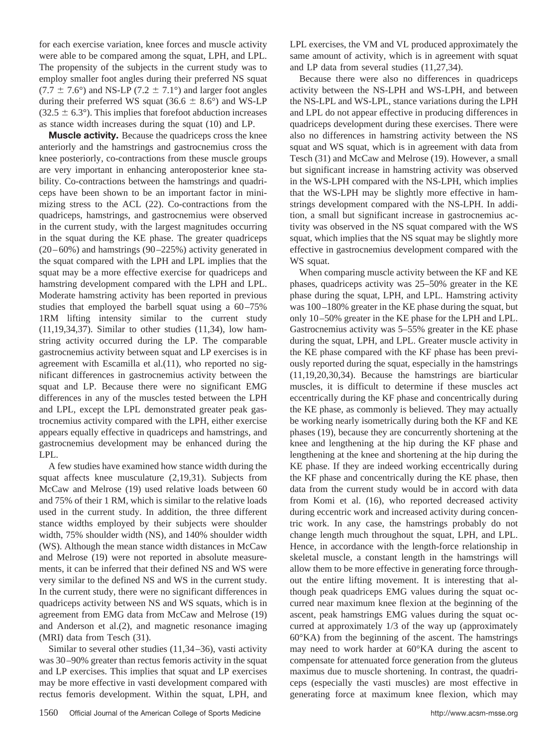for each exercise variation, knee forces and muscle activity were able to be compared among the squat, LPH, and LPL. The propensity of the subjects in the current study was to employ smaller foot angles during their preferred NS squat ($7.7 \pm 7.6°$) and NS-LP ($7.2 \pm 7.1°$) and larger foot angles during their preferred WS squat ($36.6 \pm 8.6°$) and WS-LP ($32.5 \pm 6.3°$). This implies that forefoot abduction increases as stance width increases during the squat (10) and LP.

**Muscle activity.** Because the quadriceps cross the knee anteriorly and the hamstrings and gastrocnemius cross the knee posteriorly, co-contractions from these muscle groups are very important in enhancing anteroposterior knee stability. Co-contractions between the hamstrings and quadriceps have been shown to be an important factor in minimizing stress to the ACL (22). Co-contractions from the quadriceps, hamstrings, and gastrocnemius were observed in the current study, with the largest magnitudes occurring in the squat during the KE phase. The greater quadriceps (20–60%) and hamstrings (90–225%) activity generated in the squat compared with the LPH and LPL implies that the squat may be a more effective exercise for quadriceps and hamstring development compared with the LPH and LPL. Moderate hamstring activity has been reported in previous studies that employed the barbell squat using a 60–75% 1RM lifting intensity similar to the current study (11,19,34,37). Similar to other studies (11,34), low hamstring activity occurred during the LP. The comparable gastrocnemius activity between squat and LP exercises is in agreement with Escamilla et al.(11), who reported no significant differences in gastrocnemius activity between the squat and LP. Because there were no significant EMG differences in any of the muscles tested between the LPH and LPL, except the LPL demonstrated greater peak gastrocnemius activity compared with the LPH, either exercise appears equally effective in quadriceps and hamstrings, and gastrocnemius development may be enhanced during the LPL.

A few studies have examined how stance width during the squat affects knee musculature (2,19,31). Subjects from McCaw and Melrose (19) used relative loads between 60 and 75% of their 1 RM, which is similar to the relative loads used in the current study. In addition, the three different stance widths employed by their subjects were shoulder width, 75% shoulder width (NS), and 140% shoulder width (WS). Although the mean stance width distances in McCaw and Melrose (19) were not reported in absolute measurements, it can be inferred that their defined NS and WS were very similar to the defined NS and WS in the current study. In the current study, there were no significant differences in quadriceps activity between NS and WS squats, which is in agreement from EMG data from McCaw and Melrose (19) and Anderson et al.(2), and magnetic resonance imaging (MRI) data from Tesch (31).

Similar to several other studies (11,34–36), vasti activity was 30–90% greater than rectus femoris activity in the squat and LP exercises. This implies that squat and LP exercises may be more effective in vasti development compared with rectus femoris development. Within the squat, LPH, and LPL exercises, the VM and VL produced approximately the same amount of activity, which is in agreement with squat and LP data from several studies (11,27,34).

Because there were also no differences in quadriceps activity between the NS-LPH and WS-LPH, and between the NS-LPL and WS-LPL, stance variations during the LPH and LPL do not appear effective in producing differences in quadriceps development during these exercises. There were also no differences in hamstring activity between the NS squat and WS squat, which is in agreement with data from Tesch (31) and McCaw and Melrose (19). However, a small but significant increase in hamstring activity was observed in the WS-LPH compared with the NS-LPH, which implies that the WS-LPH may be slightly more effective in hamstrings development compared with the NS-LPH. In addition, a small but significant increase in gastrocnemius activity was observed in the NS squat compared with the WS squat, which implies that the NS squat may be slightly more effective in gastrocnemius development compared with the WS squat.

When comparing muscle activity between the KF and KE phases, quadriceps activity was 25–50% greater in the KE phase during the squat, LPH, and LPL. Hamstring activity was 100–180% greater in the KE phase during the squat, but only 10–50% greater in the KE phase for the LPH and LPL. Gastrocnemius activity was 5–55% greater in the KE phase during the squat, LPH, and LPL. Greater muscle activity in the KE phase compared with the KF phase has been previously reported during the squat, especially in the hamstrings (11,19,20,30,34). Because the hamstrings are biarticular muscles, it is difficult to determine if these muscles act eccentrically during the KF phase and concentrically during the KE phase, as commonly is believed. They may actually be working nearly isometrically during both the KF and KE phases (19), because they are concurrently shortening at the knee and lengthening at the hip during the KF phase and lengthening at the knee and shortening at the hip during the KE phase. If they are indeed working eccentrically during the KF phase and concentrically during the KE phase, then data from the current study would be in accord with data from Komi et al. (16), who reported decreased activity during eccentric work and increased activity during concentric work. In any case, the hamstrings probably do not change length much throughout the squat, LPH, and LPL. Hence, in accordance with the length-force relationship in skeletal muscle, a constant length in the hamstrings will allow them to be more effective in generating force throughout the entire lifting movement. It is interesting that although peak quadriceps EMG values during the squat occurred near maximum knee flexion at the beginning of the ascent, peak hamstrings EMG values during the squat occurred at approximately 1/3 of the way up (approximately 60°KA) from the beginning of the ascent. The hamstrings may need to work harder at 60°KA during the ascent to compensate for attenuated force generation from the gluteus maximus due to muscle shortening. In contrast, the quadriceps (especially the vasti muscles) are most effective in generating force at maximum knee flexion, which may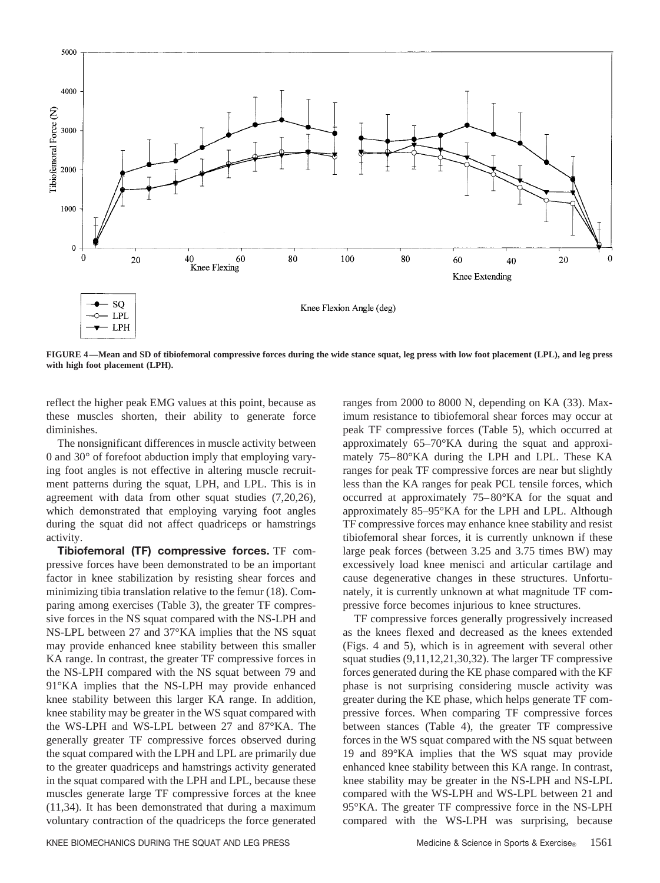FIGURE 4—Mean and SD of tibiofemoral compressive forces during the wide stance squat, leg press with low foot placement (LPL), and leg press with high foot placement (LPH).

reflect the higher peak EMG values at this point, because as these muscles shorten, their ability to generate force diminishes.

The nonsignificant differences in muscle activity between 0 and 30° of forefoot abduction imply that employing varying foot angles is not effective in altering muscle recruitment patterns during the squat, LPH, and LPL. This is in agreement with data from other squat studies (7,20,26), which demonstrated that employing varying foot angles during the squat did not affect quadriceps or hamstrings activity.

**Tibiofemoral (TF) compressive forces.** TF compressive forces have been demonstrated to be an important factor in knee stabilization by resisting shear forces and minimizing tibia translation relative to the femur (18). Comparing among exercises (Table 3), the greater TF compressive forces in the NS squat compared with the NS-LPH and NS-LPL between 27 and 37°KA implies that the NS squat may provide enhanced knee stability between this smaller KA range. In contrast, the greater TF compressive forces in the NS-LPH compared with the NS squat between 79 and 91°KA implies that the NS-LPH may provide enhanced knee stability between this larger KA range. In addition, knee stability may be greater in the WS squat compared with the WS-LPH and WS-LPL between 27 and 87°KA. The generally greater TF compressive forces observed during the squat compared with the LPH and LPL are primarily due to the greater quadriceps and hamstrings activity generated in the squat compared with the LPH and LPL, because these muscles generate large TF compressive forces at the knee (11,34). It has been demonstrated that during a maximum voluntary contraction of the quadriceps the force generated ranges from 2000 to 8000 N, depending on KA (33). Maximum resistance to tibiofemoral shear forces may occur at peak TF compressive forces (Table 5), which occurred at approximately 65–70°KA during the squat and approximately 75–80°KA during the LPH and LPL. These KA ranges for peak TF compressive forces are near but slightly less than the KA ranges for peak PCL tensile forces, which occurred at approximately 75–80°KA for the squat and approximately 85–95°KA for the LPH and LPL. Although TF compressive forces may enhance knee stability and resist tibiofemoral shear forces, it is currently unknown if these large peak forces (between 3.25 and 3.75 times BW) may excessively load knee menisci and articular cartilage and cause degenerative changes in these structures. Unfortunately, it is currently unknown at what magnitude TF compressive force becomes injurious to knee structures.

TF compressive forces generally progressively increased as the knees flexed and decreased as the knees extended (Figs. 4 and 5), which is in agreement with several other squat studies (9,11,12,21,30,32). The larger TF compressive forces generated during the KE phase compared with the KF phase is not surprising considering muscle activity was greater during the KE phase, which helps generate TF compressive forces. When comparing TF compressive forces between stances (Table 4), the greater TF compressive forces in the WS squat compared with the NS squat between 19 and 89°KA implies that the WS squat may provide enhanced knee stability between this KA range. In contrast, knee stability may be greater in the NS-LPH and NS-LPL compared with the WS-LPH and WS-LPL between 21 and 95°KA. The greater TF compressive force in the NS-LPH compared with the WS-LPH was surprising, because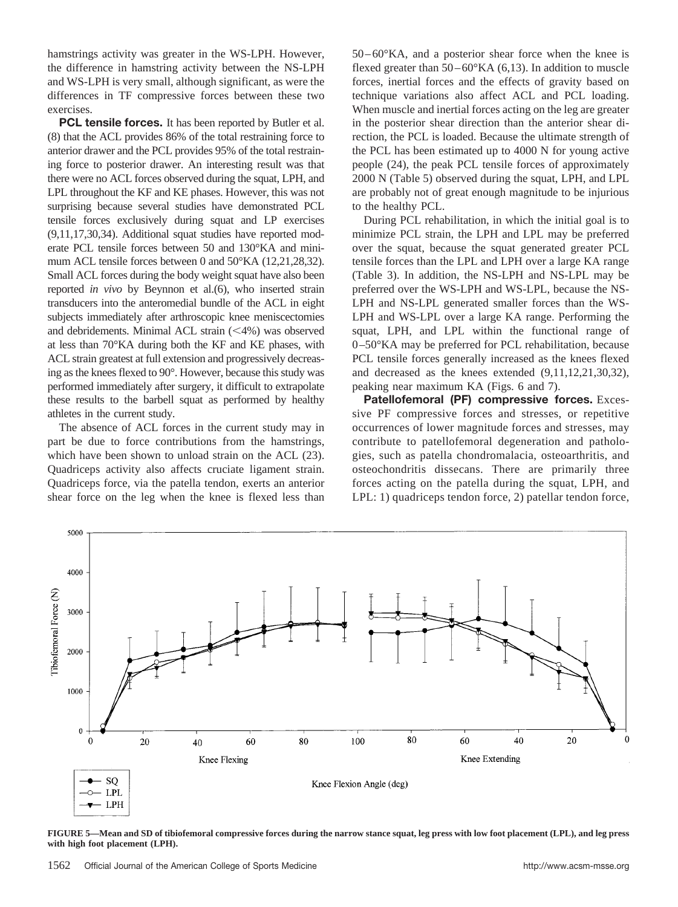hamstrings activity was greater in the WS-LPH. However, the difference in hamstring activity between the NS-LPH and WS-LPH is very small, although significant, as were the differences in TF compressive forces between these two exercises.

**PCL tensile forces.** It has been reported by Butler et al. (8) that the ACL provides 86% of the total restraining force to anterior drawer and the PCL provides 95% of the total restraining force to posterior drawer. An interesting result was that there were no ACL forces observed during the squat, LPH, and LPL throughout the KF and KE phases. However, this was not surprising because several studies have demonstrated PCL tensile forces exclusively during squat and LP exercises (9,11,17,30,34). Additional squat studies have reported moderate PCL tensile forces between 50 and 130°KA and minimum ACL tensile forces between 0 and 50°KA (12,21,28,32). Small ACL forces during the body weight squat have also been reported *in vivo* by Beynnon et al.(6), who inserted strain transducers into the anteromedial bundle of the ACL in eight subjects immediately after arthroscopic knee meniscectomies and debridements. Minimal ACL strain (<4%) was observed at less than 70°KA during both the KF and KE phases, with ACL strain greatest at full extension and progressively decreasing as the knees flexed to 90°. However, because this study was performed immediately after surgery, it difficult to extrapolate these results to the barbell squat as performed by healthy athletes in the current study.

The absence of ACL forces in the current study may in part be due to force contributions from the hamstrings, which have been shown to unload strain on the ACL (23). Quadriceps activity also affects cruciate ligament strain. Quadriceps force, via the patella tendon, exerts an anterior shear force on the leg when the knee is flexed less than 50–60°KA, and a posterior shear force when the knee is flexed greater than 50–60°KA (6,13). In addition to muscle forces, inertial forces and the effects of gravity based on technique variations also affect ACL and PCL loading. When muscle and inertial forces acting on the leg are greater in the posterior shear direction than the anterior shear direction, the PCL is loaded. Because the ultimate strength of the PCL has been estimated up to 4000 N for young active people (24), the peak PCL tensile forces of approximately 2000 N (Table 5) observed during the squat, LPH, and LPL are probably not of great enough magnitude to be injurious to the healthy PCL.

During PCL rehabilitation, in which the initial goal is to minimize PCL strain, the LPH and LPL may be preferred over the squat, because the squat generated greater PCL tensile forces than the LPL and LPH over a large KA range (Table 3). In addition, the NS-LPH and NS-LPL may be preferred over the WS-LPH and WS-LPL, because the NS-LPH and NS-LPL generated smaller forces than the WS-LPH and WS-LPL over a large KA range. Performing the squat, LPH, and LPL within the functional range of 0–50°KA may be preferred for PCL rehabilitation, because PCL tensile forces generally increased as the knees flexed and decreased as the knees extended (9,11,12,21,30,32), peaking near maximum KA (Figs. 6 and 7).

**Patellofemoral (PF) compressive forces.** Excessive PF compressive forces and stresses, or repetitive occurrences of lower magnitude forces and stresses, may contribute to patellofemoral degeneration and pathologies, such as patella chondromalacia, osteoarthritis, and osteochondritis dissecans. There are primarily three forces acting on the patella during the squat, LPH, and LPL: 1) quadriceps tendon force, 2) patellar tendon force,

**FIGURE 5—Mean and SD of tibiofemoral compressive forces during the narrow stance squat, leg press with low foot placement (LPL), and leg press with high foot placement (LPH).**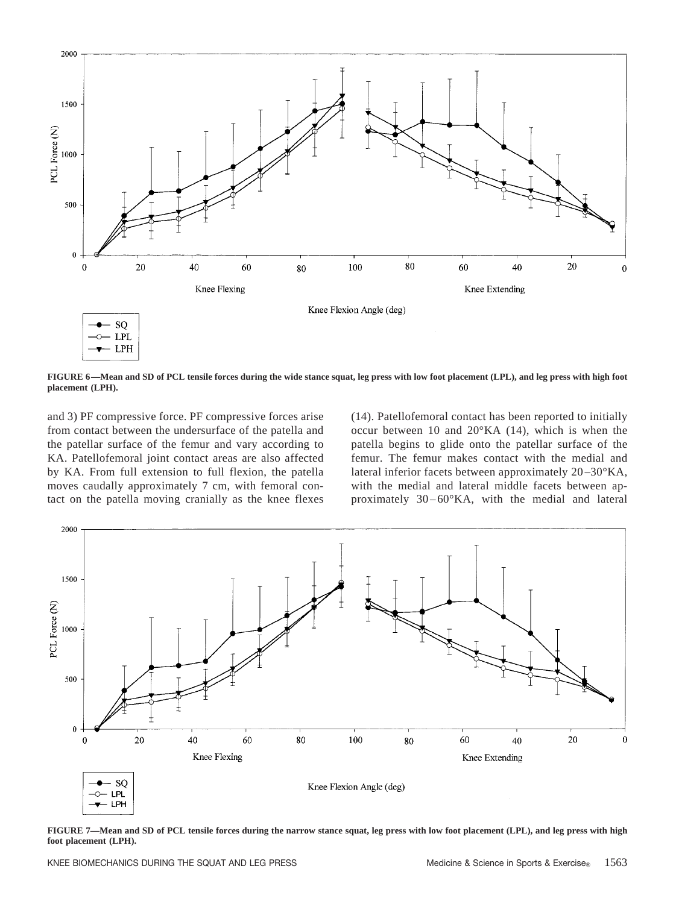FIGURE 6—Mean and SD of PCL tensile forces during the wide stance squat, leg press with low foot placement (LPL), and leg press with high foot placement (LPH).

and 3) PF compressive force. PF compressive forces arise from contact between the undersurface of the patella and the patellar surface of the femur and vary according to KA. Patellofemoral joint contact areas are also affected by KA. From full extension to full flexion, the patella moves caudally approximately 7 cm, with femoral contact on the patella moving cranially as the knee flexes (14). Patellofemoral contact has been reported to initially occur between 10 and 20°KA (14), which is when the patella begins to glide onto the patellar surface of the femur. The femur makes contact with the medial and lateral inferior facets between approximately 20–30°KA, with the medial and lateral middle facets between approximately 30–60°KA, with the medial and lateral

FIGURE 7—Mean and SD of PCL tensile forces during the narrow stance squat, leg press with low foot placement (LPL), and leg press with high foot placement (LPH).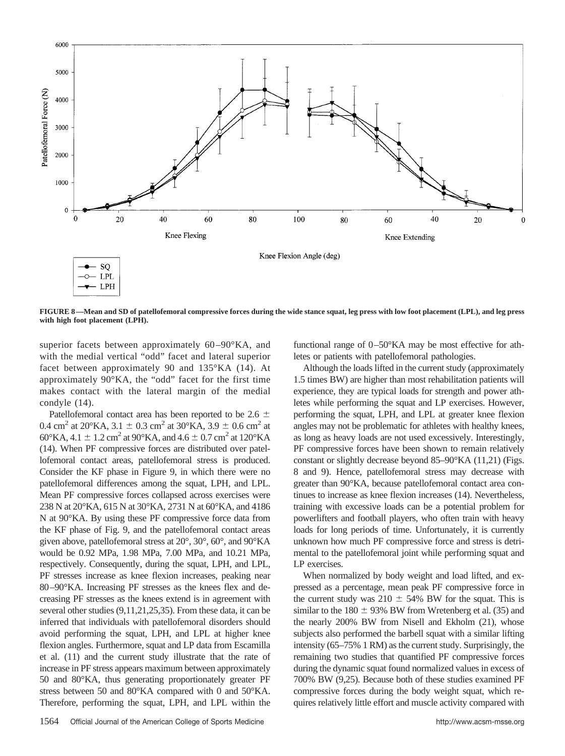FIGURE 8—Mean and SD of patellofemoral compressive forces during the wide stance squat, leg press with low foot placement (LPL), and leg press with high foot placement (LPH).

superior facets between approximately 60–90°KA, and with the medial vertical "odd" facet and lateral superior facet between approximately 90 and 135°KA (14). At approximately 90°KA, the "odd" facet for the first time makes contact with the lateral margin of the medial condyle (14).

Patellofemoral contact area has been reported to be $2.6 \pm 0.4$ cm$^2$ at 20°KA, $3.1 \pm 0.3$ cm$^2$ at 30°KA, $3.9 \pm 0.6$ cm$^2$ at 60°KA, $4.1 \pm 1.2$ cm$^2$ at 90°KA, and $4.6 \pm 0.7$ cm$^2$ at 120°KA (14). When PF compressive forces are distributed over patellofemoral contact areas, patellofemoral stress is produced. Consider the KF phase in Figure 9, in which there were no patellofemoral differences among the squat, LPH, and LPL. Mean PF compressive forces collapsed across exercises were 238 N at 20°KA, 615 N at 30°KA, 2731 N at 60°KA, and 4186 N at 90°KA. By using these PF compressive force data from the KF phase of Fig. 9, and the patellofemoral contact areas given above, patellofemoral stress at 20°, 30°, 60°, and 90°KA would be 0.92 MPa, 1.98 MPa, 7.00 MPa, and 10.21 MPa, respectively. Consequently, during the squat, LPH, and LPL, PF stresses increase as knee flexion increases, peaking near 80–90°KA. Increasing PF stresses as the knees flex and decreasing PF stresses as the knees extend is in agreement with several other studies (9,11,21,25,35). From these data, it can be inferred that individuals with patellofemoral disorders should avoid performing the squat, LPH, and LPL at higher knee flexion angles. Furthermore, squat and LP data from Escamilla et al. (11) and the current study illustrate that the rate of increase in PF stress appears maximum between approximately 50 and 80°KA, thus generating proportionately greater PF stress between 50 and 80°KA compared with 0 and 50°KA. Therefore, performing the squat, LPH, and LPL within the functional range of 0–50°KA may be most effective for athletes or patients with patellofemoral pathologies.

Although the loads lifted in the current study (approximately 1.5 times BW) are higher than most rehabilitation patients will experience, they are typical loads for strength and power athletes while performing the squat and LP exercises. However, performing the squat, LPH, and LPL at greater knee flexion angles may not be problematic for athletes with healthy knees, as long as heavy loads are not used excessively. Interestingly, PF compressive forces have been shown to remain relatively constant or slightly decrease beyond 85–90°KA (11,21) (Figs. 8 and 9). Hence, patellofemoral stress may decrease with greater than 90°KA, because patellofemoral contact area continues to increase as knee flexion increases (14). Nevertheless, training with excessive loads can be a potential problem for powerlifters and football players, who often train with heavy loads for long periods of time. Unfortunately, it is currently unknown how much PF compressive force and stress is detrimental to the patellofemoral joint while performing squat and LP exercises.

When normalized by body weight and load lifted, and expressed as a percentage, mean peak PF compressive force in the current study was $210 \pm 54\%$ BW for the squat. This is similar to the $180 \pm 93\%$ BW from Wretenberg et al. (35) and the nearly 200% BW from Nisell and Ekholm (21), whose subjects also performed the barbell squat with a similar lifting intensity (65–75% 1 RM) as the current study. Surprisingly, the remaining two studies that quantified PF compressive forces during the dynamic squat found normalized values in excess of 700% BW (9,25). Because both of these studies examined PF compressive forces during the body weight squat, which requires relatively little effort and muscle activity compared with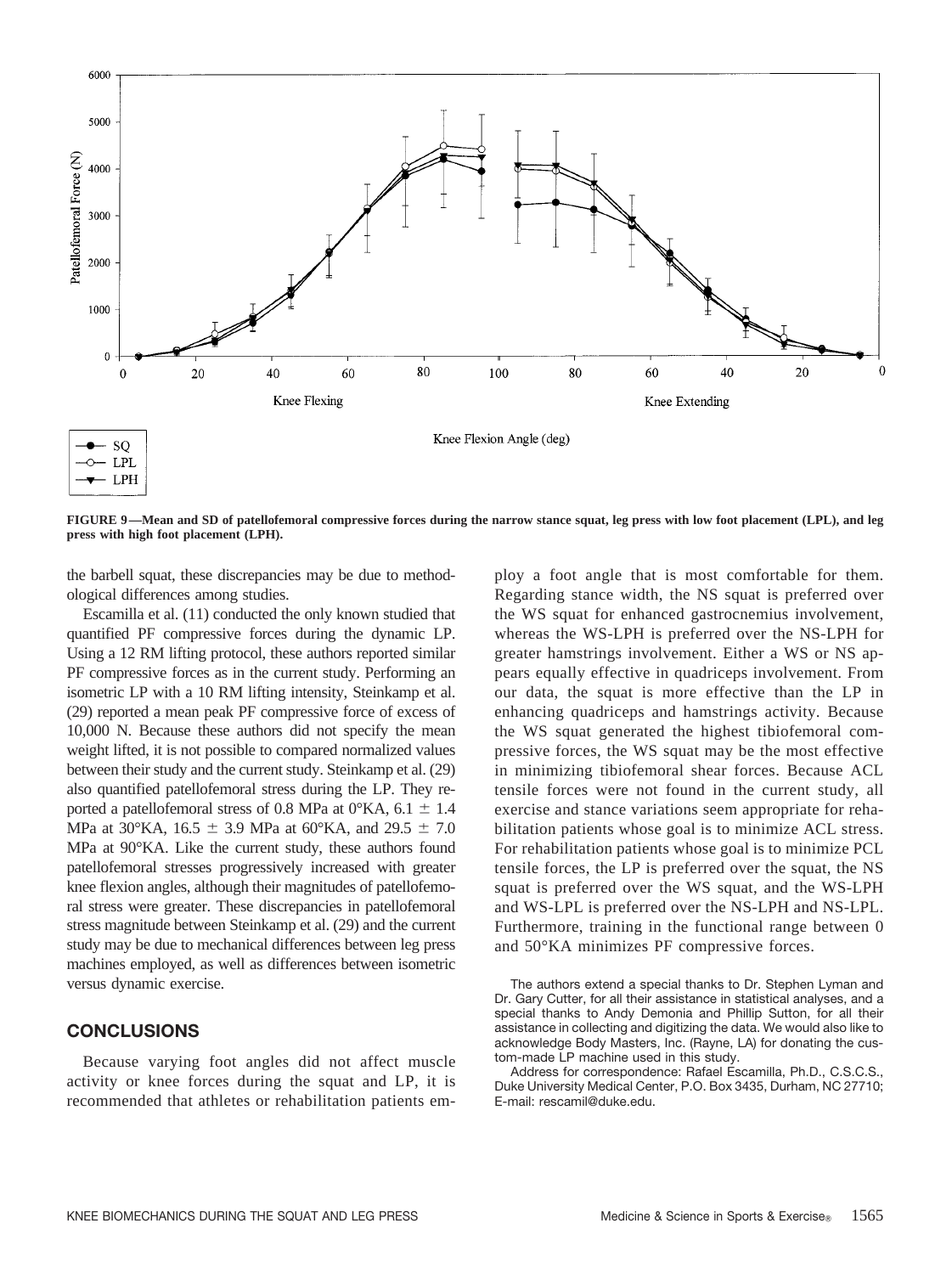FIGURE 9—Mean and SD of patellofemoral compressive forces during the narrow stance squat, leg press with low foot placement (LPL), and leg press with high foot placement (LPH).

the barbell squat, these discrepancies may be due to methodological differences among studies.

Escamilla et al. (11) conducted the only known studied that quantified PF compressive forces during the dynamic LP. Using a 12 RM lifting protocol, these authors reported similar PF compressive forces as in the current study. Performing an isometric LP with a 10 RM lifting intensity, Steinkamp et al. (29) reported a mean peak PF compressive force of excess of 10,000 N. Because these authors did not specify the mean weight lifted, it is not possible to compared normalized values between their study and the current study. Steinkamp et al. (29) also quantified patellofemoral stress during the LP. They reported a patellofemoral stress of 0.8 MPa at 0°KA, 6.1 ± 1.4 MPa at 30°KA, 16.5 ± 3.9 MPa at 60°KA, and 29.5 ± 7.0 MPa at 90°KA. Like the current study, these authors found patellofemoral stresses progressively increased with greater knee flexion angles, although their magnitudes of patellofemoral stress were greater. These discrepancies in patellofemoral stress magnitude between Steinkamp et al. (29) and the current study may be due to mechanical differences between leg press machines employed, as well as differences between isometric versus dynamic exercise.

## CONCLUSIONS

Because varying foot angles did not affect muscle activity or knee forces during the squat and LP, it is recommended that athletes or rehabilitation patients employ a foot angle that is most comfortable for them. Regarding stance width, the NS squat is preferred over the WS squat for enhanced gastrocnemius involvement, whereas the WS-LPH is preferred over the NS-LPH for greater hamstrings involvement. Either a WS or NS appears equally effective in quadriceps involvement. From our data, the squat is more effective than the LP in enhancing quadriceps and hamstrings activity. Because the WS squat generated the highest tibiofemoral compressive forces, the WS squat may be the most effective in minimizing tibiofemoral shear forces. Because ACL tensile forces were not found in the current study, all exercise and stance variations seem appropriate for rehabilitation patients whose goal is to minimize ACL stress. For rehabilitation patients whose goal is to minimize PCL tensile forces, the LP is preferred over the squat, the NS squat is preferred over the WS squat, and the WS-LPH and WS-LPL is preferred over the NS-LPH and NS-LPL. Furthermore, training in the functional range between 0 and 50°KA minimizes PF compressive forces.

The authors extend a special thanks to Dr. Stephen Lyman and Dr. Gary Cutter, for all their assistance in statistical analyses, and a special thanks to Andy Demonia and Phillip Sutton, for all their assistance in collecting and digitizing the data. We would also like to acknowledge Body Masters, Inc. (Rayne, LA) for donating the custom-made LP machine used in this study.

Address for correspondence: Rafael Escamilla, Ph.D., C.S.C.S., Duke University Medical Center, P.O. Box 3435, Durham, NC 27710; E-mail: rescamil@duke.edu.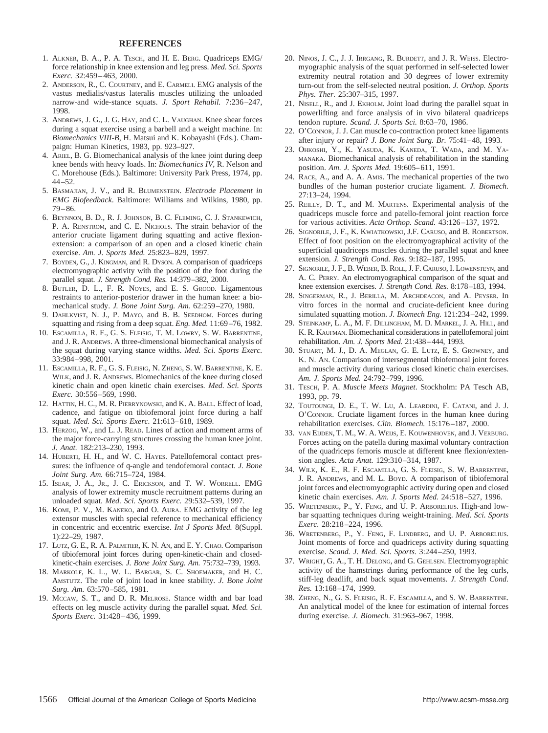## REFERENCES

1. Alkner, B. A., P. A. Tesch, and H. E. Berg. Quadriceps EMG/force relationship in knee extension and leg press. *Med. Sci. Sports Exerc.* 32:459–463, 2000.
2. Anderson, R., C. Courtney, and E. Carmeli. EMG analysis of the vastus medialis/vastus lateralis muscles utilizing the unloaded narrow-and wide-stance squats. *J. Sport Rehabil.* 7:236–247, 1998.
3. Andrews, J. G., J. G. Hay, and C. L. Vaughan. Knee shear forces during a squat exercise using a barbell and a weight machine. In: *Biomechanics VIII-B*, H. Matsui and K. Kobayashi (Eds.). Champaign: Human Kinetics, 1983, pp. 923–927.
4. Ariel, B. G. Biomechanical analysis of the knee joint during deep knee bends with heavy loads. In: *Biomechanics IV*, R. Nelson and C. Morehouse (Eds.). Baltimore: University Park Press, 1974, pp. 44–52.
5. Basmajian, J. V., and R. Blumenstein. *Electrode Placement in EMG Biofeedback*. Baltimore: Williams and Wilkins, 1980, pp. 79–86.
6. Beynnon, B. D., R. J. Johnson, B. C. Fleming, C. J. Stankewich, P. A. Renstrom, and C. E. Nichols. The strain behavior of the anterior cruciate ligament during squatting and active flexion-extension: a comparison of an open and a closed kinetic chain exercise. *Am. J. Sports Med.* 25:823–829, 1997.
7. Boyden, G., J. Kingman, and R. Dyson. A comparison of quadriceps electromyographic activity with the position of the foot during the parallel squat. *J. Strength Cond. Res.* 14:379–382, 2000.
8. Butler, D. L., F. R. Noyes, and E. S. Grood. Ligamentous restraints to anterior-posterior drawer in the human knee: a biomechanical study. *J. Bone Joint Surg. Am.* 62:259–270, 1980.
9. Dahlkvist, N. J., P. Mayo, and B. B. Seedhom. Forces during squatting and rising from a deep squat. *Eng. Med.* 11:69–76, 1982.
10. Escamilla, R. F., G. S. Fleisig, T. M. Lowry, S. W. Barrentine, and J. R. Andrews. A three-dimensional biomechanical analysis of the squat during varying stance widths. *Med. Sci. Sports Exerc.* 33:984–998, 2001.
11. Escamilla, R. F., G. S. Fleisig, N. Zheng, S. W. Barrentine, K. E. Wilk, and J. R. Andrews. Biomechanics of the knee during closed kinetic chain and open kinetic chain exercises. *Med. Sci. Sports Exerc.* 30:556–569, 1998.
12. Hattin, H. C., M. R. Pierrynowski, and K. A. Ball. Effect of load, cadence, and fatigue on tibiofemoral joint force during a half squat. *Med. Sci. Sports Exerc.* 21:613–618, 1989.
13. Herzog, W., and L. J. Read. Lines of action and moment arms of the major force-carrying structures crossing the human knee joint. *J. Anat.* 182:213–230, 1993.
14. Huberti, H. H., and W. C. Hayes. Patellofemoral contact pressures: the influence of q-angle and tendofemoral contact. *J. Bone Joint Surg. Am.* 66:715–724, 1984.
15. Isear, J. A., Jr., J. C. Erickson, and T. W. Worrell. EMG analysis of lower extremity muscle recruitment patterns during an unloaded squat. *Med. Sci. Sports Exerc.* 29:532–539, 1997.
16. Komi, P. V., M. Kaneko, and O. Aura. EMG activity of the leg extensor muscles with special reference to mechanical efficiency in concentric and eccentric exercise. *Int J Sports Med.* 8(Suppl. 1):22–29, 1987.
17. Lutz, G. E., R. A. Palmitier, K. N. An, and E. Y. Chao. Comparison of tibiofemoral joint forces during open-kinetic-chain and closed-kinetic-chain exercises. *J. Bone Joint Surg. Am.* 75:732–739, 1993.
18. Markolf, K. L., W. L. Bargar, S. C. Shoemaker, and H. C. Amstutz. The role of joint load in knee stability. *J. Bone Joint Surg. Am.* 63:570–585, 1981.
19. Mccaw, S. T., and D. R. Melrose. Stance width and bar load effects on leg muscle activity during the parallel squat. *Med. Sci. Sports Exerc.* 31:428–436, 1999.
20. Ninos, J. C., J. J. Irrgang, R. Burdett, and J. R. Weiss. Electromyographic analysis of the squat performed in self-selected lower extremity neutral rotation and 30 degrees of lower extremity turn-out from the self-selected neutral position. *J. Orthop. Sports Phys. Ther.* 25:307–315, 1997.
21. Nisell, R., and J. Ekholm. Joint load during the parallel squat in powerlifting and force analysis of in vivo bilateral quadriceps tendon rupture. *Scand. J. Sports Sci.* 8:63–70, 1986.
22. O'Connor, J. J. Can muscle co-contraction protect knee ligaments after injury or repair? *J. Bone Joint Surg. Br.* 75:41–48, 1993.
23. Ohkoshi, Y., K. Yasuda, K. Kaneda, T. Wada, and M. Yamanaka. Biomechanical analysis of rehabilitation in the standing position. *Am. J. Sports Med.* 19:605–611, 1991.
24. Race, A., and A. A. Amis. The mechanical properties of the two bundles of the human posterior cruciate ligament. *J. Biomech.* 27:13–24, 1994.
25. Reilly, D. T., and M. Martens. Experimental analysis of the quadriceps muscle force and patello-femoral joint reaction force for various activities. *Acta Orthop. Scand.* 43:126–137, 1972.
26. Signorile, J. F., K. Kwiatkowski, J.F. Caruso, and B. Robertson. Effect of foot position on the electromyographical activity of the superficial quadriceps muscles during the parallel squat and knee extension. *J. Strength Cond. Res.* 9:182–187, 1995.
27. Signorile, J. F., B. Weber, B. Roll, J. F. Caruso, I. Lowensteyn, and A. C. Perry. An electromyographical comparison of the squat and knee extension exercises. *J. Strength Cond. Res.* 8:178–183, 1994.
28. Singerman, R., J. Berilla, M. Archdeacon, and A. Peyser. In vitro forces in the normal and cruciate-deficient knee during simulated squatting motion. *J. Biomech Eng.* 121:234–242, 1999.
29. Steinkamp, L. A., M. F. Dillingham, M. D. Markel, J. A. Hill, and K. R. Kaufman. Biomechanical considerations in patellofemoral joint rehabilitation. *Am. J. Sports Med.* 21:438–444, 1993.
30. Stuart, M. J., D. A. Meglan, G. E. Lutz, E. S. Growney, and K. N. An. Comparison of intersegmental tibiofemoral joint forces and muscle activity during various closed kinetic chain exercises. *Am. J. Sports Med.* 24:792–799, 1996.
31. Tesch, P. A. *Muscle Meets Magnet*. Stockholm: PA Tesch AB, 1993, pp. 79.
32. Toutoungi, D. E., T. W. Lu, A. Leardini, F. Catani, and J. J. O'Connor. Cruciate ligament forces in the human knee during rehabilitation exercises. *Clin. Biomech.* 15:176–187, 2000.
33. van Eijden, T. M., W. A. Weijs, E. Kouwenhoven, and J. Verburg. Forces acting on the patella during maximal voluntary contraction of the quadriceps femoris muscle at different knee flexion/extension angles. *Acta Anat.* 129:310–314, 1987.
34. Wilk, K. E., R. F. Escamilla, G. S. Fleisig, S. W. Barrentine, J. R. Andrews, and M. L. Boyd. A comparison of tibiofemoral joint forces and electromyographic activity during open and closed kinetic chain exercises. *Am. J. Sports Med.* 24:518–527, 1996.
35. Wretenberg, P., Y. Feng, and U. P. Arborelius. High-and low-bar squatting techniques during weight-training. *Med. Sci. Sports Exerc.* 28:218–224, 1996.
36. Wretenberg, P., Y. Feng, F. Lindberg, and U. P. Arborelius. Joint moments of force and quadriceps activity during squatting exercise. *Scand. J. Med. Sci. Sports.* 3:244–250, 1993.
37. Wright, G. A., T. H. Delong, and G. Gehlsen. Electromyographic activity of the hamstrings during performance of the leg curls, stiff-leg deadlift, and back squat movements. *J. Strength Cond. Res.* 13:168–174, 1999.
38. Zheng, N., G. S. Fleisig, R. F. Escamilla, and S. W. Barrentine. An analytical model of the knee for estimation of internal forces during exercise. *J. Biomech.* 31:963–967, 1998.